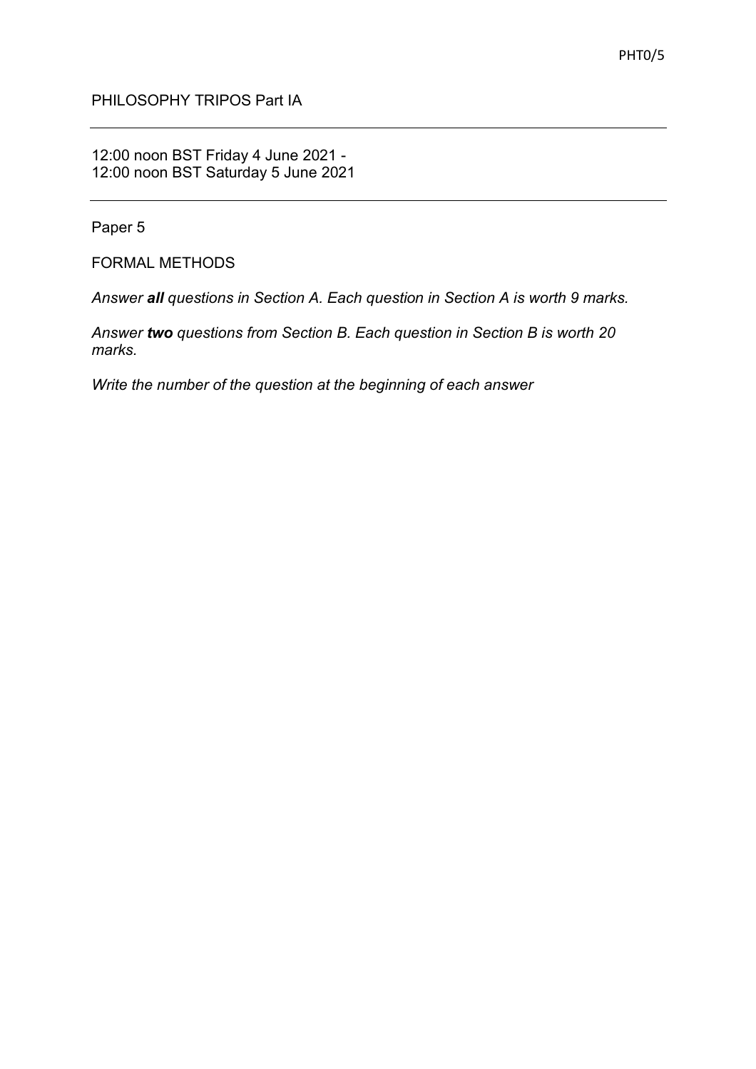PHT0/5

PHILOSOPHY TRIPOS Part IA

---

12:00 noon BST Friday 4 June 2021 -
12:00 noon BST Saturday 5 June 2021

---

Paper 5

FORMAL METHODS

*Answer **all** questions in Section A. Each question in Section A is worth 9 marks.*

*Answer **two** questions from Section B. Each question in Section B is worth 20 marks.*

*Write the number of the question at the beginning of each answer*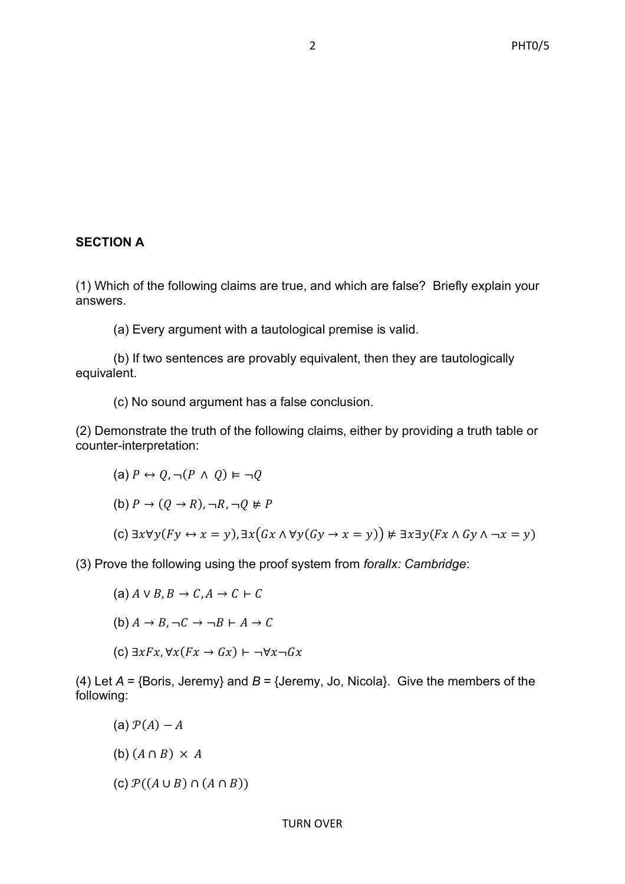## SECTION A

(1) Which of the following claims are true, and which are false? Briefly explain your answers.

(a) Every argument with a tautological premise is valid.

(b) If two sentences are provably equivalent, then they are tautologically equivalent.

(c) No sound argument has a false conclusion.

(2) Demonstrate the truth of the following claims, either by providing a truth table or counter-interpretation:

(a) $P \leftrightarrow Q, \neg(P \land Q) \vDash \neg Q$

(b) $P \to (Q \to R), \neg R, \neg Q \nvDash P$

(c) $\exists x \forall y(Fy \leftrightarrow x = y), \exists x(Gx \land \forall y(Gy \to x = y)) \nvDash \exists x \exists y(Fx \land Gy \land \neg x = y)$

(3) Prove the following using the proof system from *forallx: Cambridge*:

(a) $A \lor B, B \to C, A \to C \vdash C$

(b) $A \to B, \neg C \to \neg B \vdash A \to C$

(c) $\exists x Fx, \forall x(Fx \to Gx) \vdash \neg \forall x \neg Gx$

(4) Let $A$ = {Boris, Jeremy} and $B$ = {Jeremy, Jo, Nicola}. Give the members of the following:

(a) $\mathcal{P}(A) - A$

(b) $(A \cap B) \times A$

(c) $\mathcal{P}((A \cup B) \cap (A \cap B))$

TURN OVER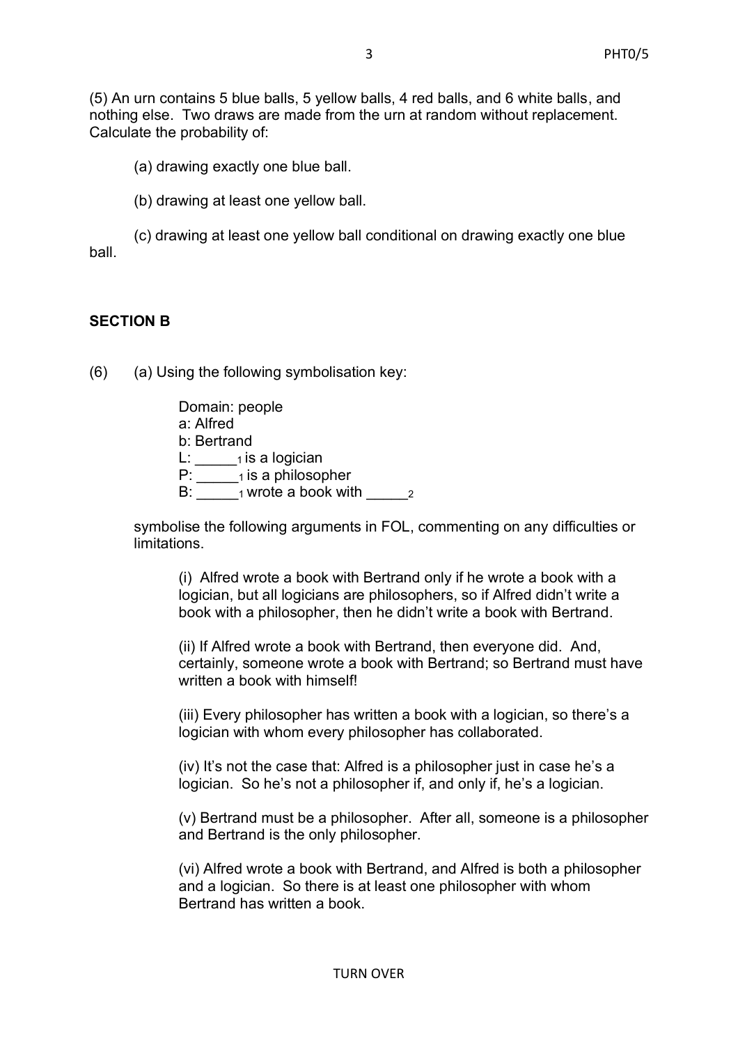(5) An urn contains 5 blue balls, 5 yellow balls, 4 red balls, and 6 white balls, and nothing else. Two draws are made from the urn at random without replacement. Calculate the probability of:

(a) drawing exactly one blue ball.

(b) drawing at least one yellow ball.

(c) drawing at least one yellow ball conditional on drawing exactly one blue ball.

## SECTION B

(6) (a) Using the following symbolisation key:

Domain: people
a: Alfred
b: Bertrand
L: $\_\_\_\_\__1$ is a logician
P: $\_\_\_\_\__1$ is a philosopher
B: $\_\_\_\_\__1$ wrote a book with $\_\_\_\_\__2$

symbolise the following arguments in FOL, commenting on any difficulties or limitations.

(i) Alfred wrote a book with Bertrand only if he wrote a book with a logician, but all logicians are philosophers, so if Alfred didn't write a book with a philosopher, then he didn't write a book with Bertrand.

(ii) If Alfred wrote a book with Bertrand, then everyone did. And, certainly, someone wrote a book with Bertrand; so Bertrand must have written a book with himself!

(iii) Every philosopher has written a book with a logician, so there's a logician with whom every philosopher has collaborated.

(iv) It's not the case that: Alfred is a philosopher just in case he's a logician. So he's not a philosopher if, and only if, he's a logician.

(v) Bertrand must be a philosopher. After all, someone is a philosopher and Bertrand is the only philosopher.

(vi) Alfred wrote a book with Bertrand, and Alfred is both a philosopher and a logician. So there is at least one philosopher with whom Bertrand has written a book.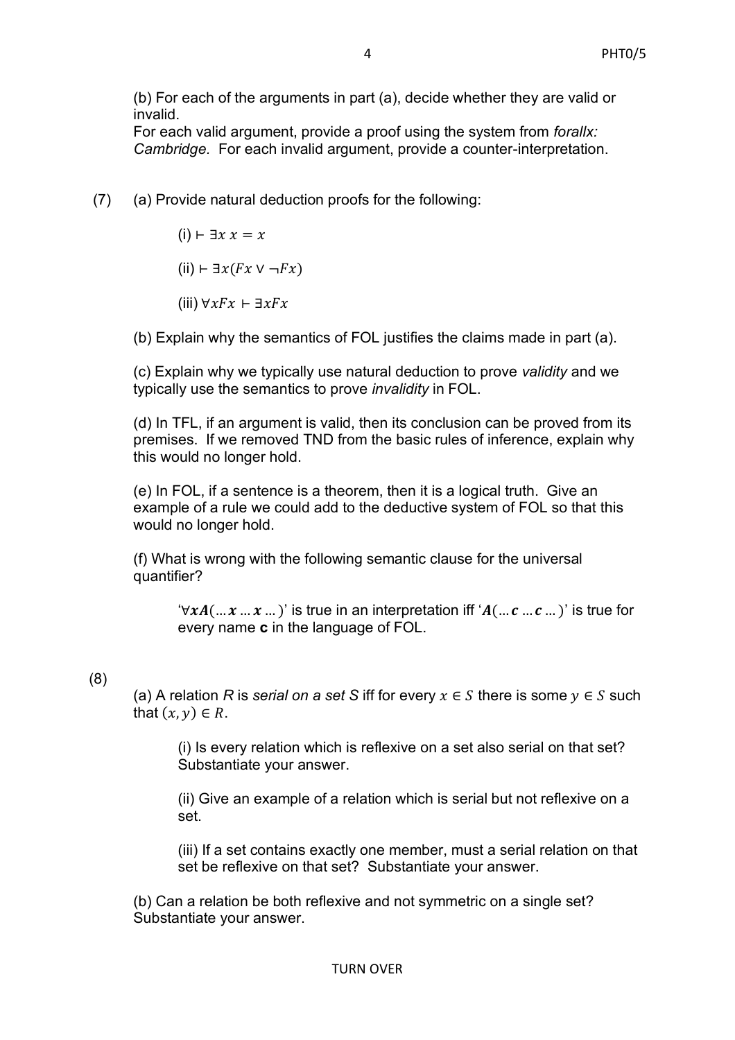(b) For each of the arguments in part (a), decide whether they are valid or invalid.
For each valid argument, provide a proof using the system from *forallx: Cambridge*. For each invalid argument, provide a counter-interpretation.

(7) (a) Provide natural deduction proofs for the following:

(i) $\vdash \exists x\, x = x$

(ii) $\vdash \exists x(Fx \vee \neg Fx)$

(iii) $\forall xFx \vdash \exists xFx$

(b) Explain why the semantics of FOL justifies the claims made in part (a).

(c) Explain why we typically use natural deduction to prove *validity* and we typically use the semantics to prove *invalidity* in FOL.

(d) In TFL, if an argument is valid, then its conclusion can be proved from its premises. If we removed TND from the basic rules of inference, explain why this would no longer hold.

(e) In FOL, if a sentence is a theorem, then it is a logical truth. Give an example of a rule we could add to the deductive system of FOL so that this would no longer hold.

(f) What is wrong with the following semantic clause for the universal quantifier?

'$\forall \boldsymbol{x} \boldsymbol{A}(\ldots \boldsymbol{x} \ldots \boldsymbol{x} \ldots)$' is true in an interpretation iff '$\boldsymbol{A}(\ldots \boldsymbol{c} \ldots \boldsymbol{c} \ldots)$' is true for every name **c** in the language of FOL.

(8)

(a) A relation *R* is *serial on a set S* iff for every $x \in S$ there is some $y \in S$ such that $(x, y) \in R$.

(i) Is every relation which is reflexive on a set also serial on that set? Substantiate your answer.

(ii) Give an example of a relation which is serial but not reflexive on a set.

(iii) If a set contains exactly one member, must a serial relation on that set be reflexive on that set? Substantiate your answer.

(b) Can a relation be both reflexive and not symmetric on a single set? Substantiate your answer.

TURN OVER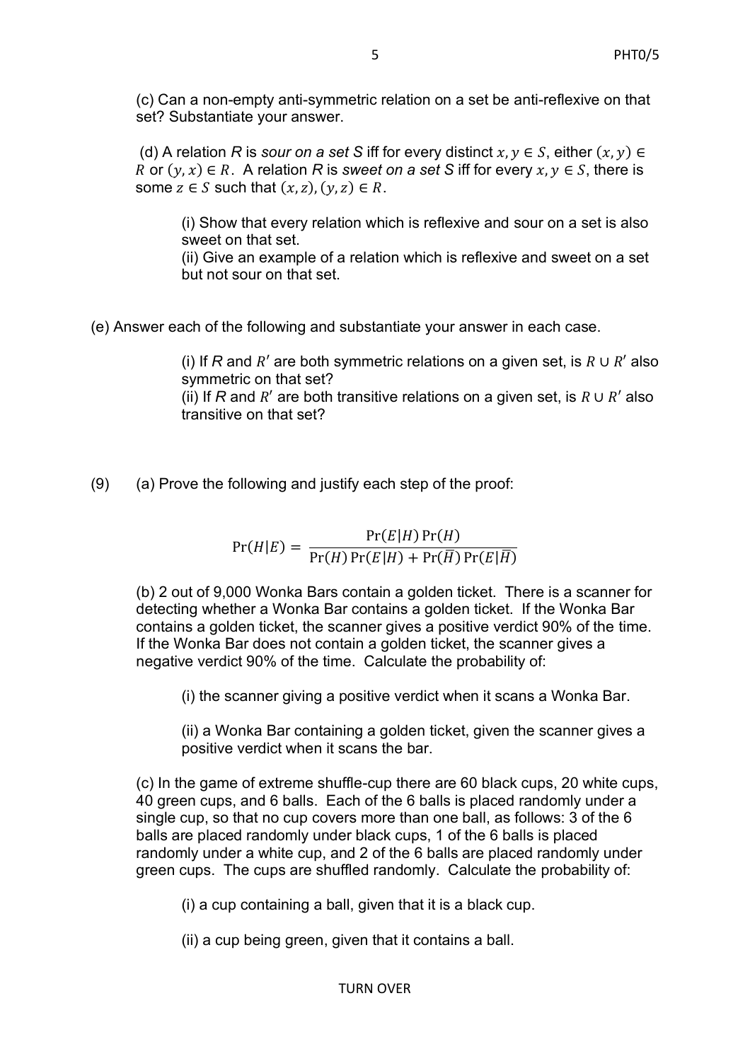(c) Can a non-empty anti-symmetric relation on a set be anti-reflexive on that set? Substantiate your answer.

(d) A relation *R* is *sour on a set S* iff for every distinct $x, y \in S$, either $(x, y) \in R$ or $(y, x) \in R$. A relation *R* is *sweet on a set S* iff for every $x, y \in S$, there is some $z \in S$ such that $(x, z), (y, z) \in R$.

(i) Show that every relation which is reflexive and sour on a set is also sweet on that set.
(ii) Give an example of a relation which is reflexive and sweet on a set but not sour on that set.

(e) Answer each of the following and substantiate your answer in each case.

(i) If *R* and $R'$ are both symmetric relations on a given set, is $R \cup R'$ also symmetric on that set?
(ii) If *R* and $R'$ are both transitive relations on a given set, is $R \cup R'$ also transitive on that set?

(9) (a) Prove the following and justify each step of the proof:

$$\Pr(H|E) = \frac{\Pr(E|H)\Pr(H)}{\Pr(H)\Pr(E|H) + \Pr(\bar{H})\Pr(E|\bar{H})}$$

(b) 2 out of 9,000 Wonka Bars contain a golden ticket. There is a scanner for detecting whether a Wonka Bar contains a golden ticket. If the Wonka Bar contains a golden ticket, the scanner gives a positive verdict 90% of the time. If the Wonka Bar does not contain a golden ticket, the scanner gives a negative verdict 90% of the time. Calculate the probability of:

(i) the scanner giving a positive verdict when it scans a Wonka Bar.

(ii) a Wonka Bar containing a golden ticket, given the scanner gives a positive verdict when it scans the bar.

(c) In the game of extreme shuffle-cup there are 60 black cups, 20 white cups, 40 green cups, and 6 balls. Each of the 6 balls is placed randomly under a single cup, so that no cup covers more than one ball, as follows: 3 of the 6 balls are placed randomly under black cups, 1 of the 6 balls is placed randomly under a white cup, and 2 of the 6 balls are placed randomly under green cups. The cups are shuffled randomly. Calculate the probability of:

(i) a cup containing a ball, given that it is a black cup.

(ii) a cup being green, given that it contains a ball.

TURN OVER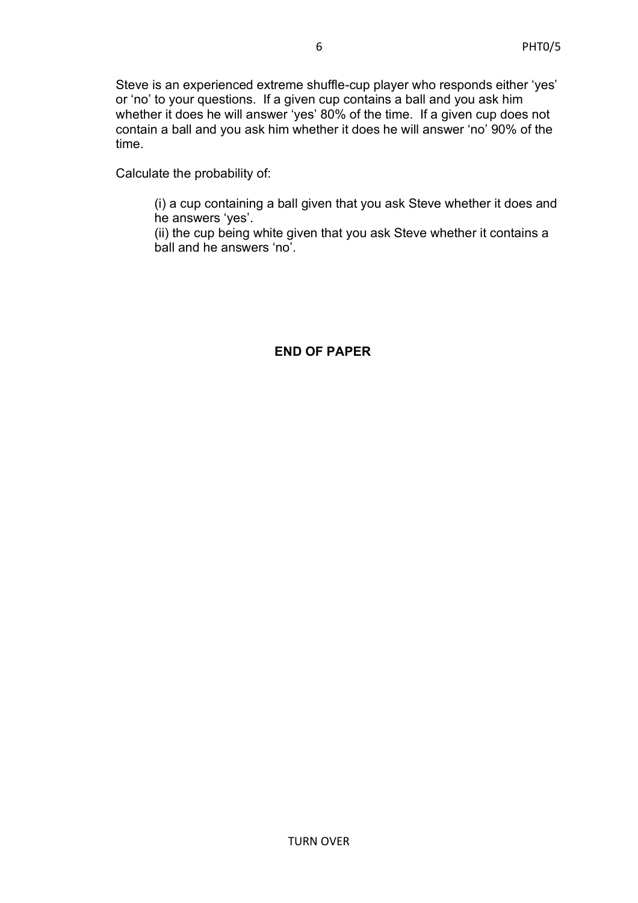Steve is an experienced extreme shuffle-cup player who responds either 'yes' or 'no' to your questions. If a given cup contains a ball and you ask him whether it does he will answer 'yes' 80% of the time. If a given cup does not contain a ball and you ask him whether it does he will answer 'no' 90% of the time.

Calculate the probability of:

(i) a cup containing a ball given that you ask Steve whether it does and he answers 'yes'.
(ii) the cup being white given that you ask Steve whether it contains a ball and he answers 'no'.

**END OF PAPER**

TURN OVER